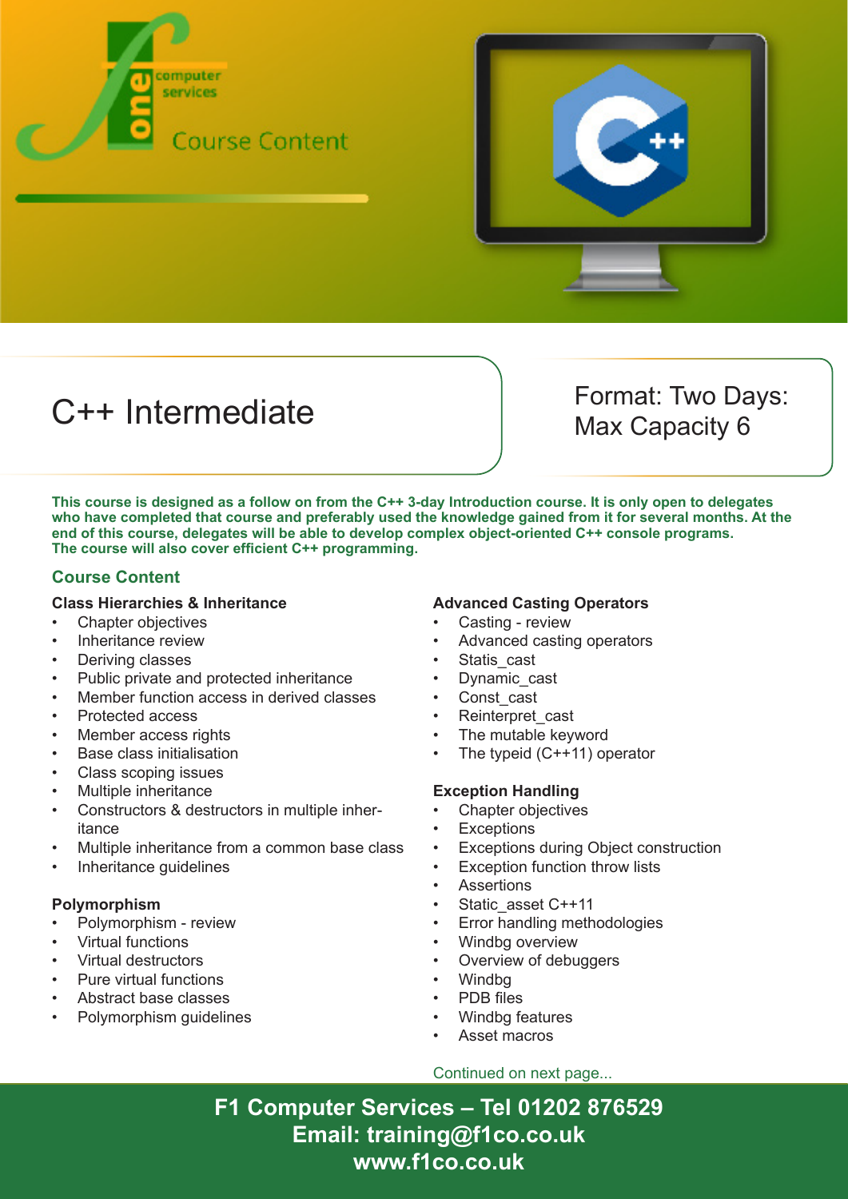Course Content

# C++ Intermediate

Format: Two Days:
Max Capacity 6

**This course is designed as a follow on from the C++ 3-day Introduction course. It is only open to delegates who have completed that course and preferably used the knowledge gained from it for several months. At the end of this course, delegates will be able to develop complex object-oriented C++ console programs. The course will also cover efficient C++ programming.**

## Course Content

### Class Hierarchies & Inheritance

- Chapter objectives
- Inheritance review
- Deriving classes
- Public private and protected inheritance
- Member function access in derived classes
- Protected access
- Member access rights
- Base class initialisation
- Class scoping issues
- Multiple inheritance
- Constructors & destructors in multiple inheritance
- Multiple inheritance from a common base class
- Inheritance guidelines

### Polymorphism

- Polymorphism - review
- Virtual functions
- Virtual destructors
- Pure virtual functions
- Abstract base classes
- Polymorphism guidelines

### Advanced Casting Operators

- Casting - review
- Advanced casting operators
- Statis_cast
- Dynamic_cast
- Const_cast
- Reinterpret_cast
- The mutable keyword
- The typeid (C++11) operator

### Exception Handling

- Chapter objectives
- Exceptions
- Exceptions during Object construction
- Exception function throw lists
- Assertions
- Static_asset C++11
- Error handling methodologies
- Windbg overview
- Overview of debuggers
- Windbg
- PDB files
- Windbg features
- Asset macros

Continued on next page...

**F1 Computer Services – Tel 01202 876529**
**Email: training@f1co.co.uk**
**www.f1co.co.uk**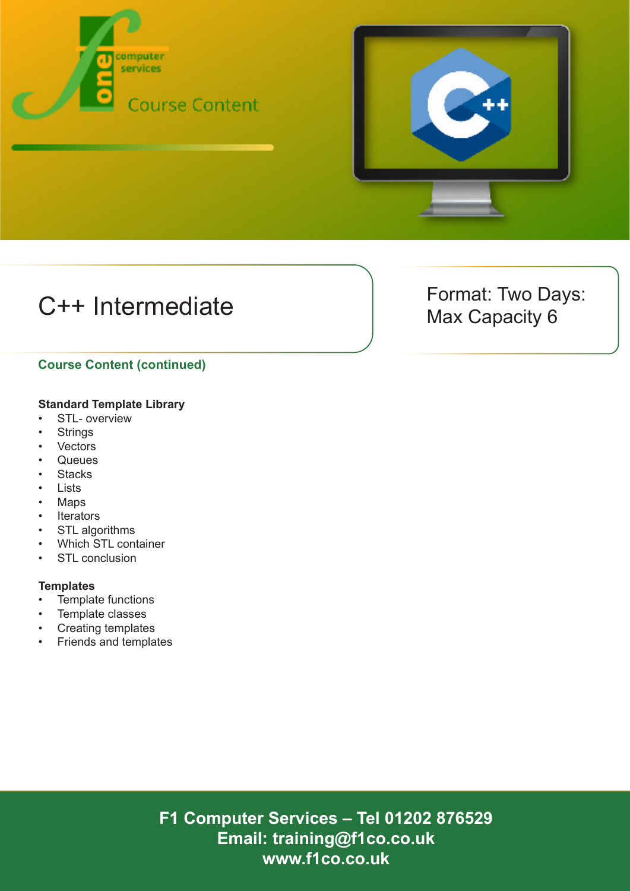computer services

Course Content

# C++ Intermediate

Format: Two Days:
Max Capacity 6

## Course Content (continued)

**Standard Template Library**
- STL- overview
- Strings
- Vectors
- Queues
- Stacks
- Lists
- Maps
- Iterators
- STL algorithms
- Which STL container
- STL conclusion

**Templates**
- Template functions
- Template classes
- Creating templates
- Friends and templates

**F1 Computer Services – Tel 01202 876529**
**Email: training@f1co.co.uk**
**www.f1co.co.uk**